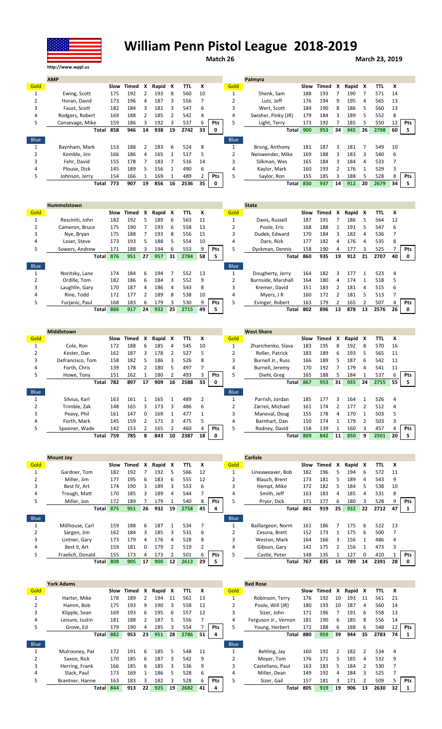# William Penn Pistol League 2018-2019

http://www.wppl.us

**Match 26** — **March 23, 2019**

| AMP | | Slow | Timed | X | Rapid | X | TTL | X | |
|---|---|---|---|---|---|---|---|---|---|
| Gold | | | | | | | | | |
| 1 | Ewing, Scott | 175 | 192 | 2 | 193 | 8 | 560 | 10 | |
| 2 | Horan, David | 173 | 196 | 4 | 187 | 3 | 556 | 7 | |
| 3 | Faust, Scott | 182 | 184 | 3 | 181 | 3 | 547 | 6 | |
| 4 | Rodgers, Robert | 169 | 188 | 2 | 185 | 2 | 542 | 4 | |
| 5 | Consevage, Mike | 159 | 186 | 3 | 192 | 3 | 537 | 6 | Pts |
| | Total | 858 | 946 | 14 | 938 | 19 | 2742 | 33 | 0 |
| Blue | | | | | | | | | |
| 1 | Baynham, Mark | 153 | 188 | 2 | 183 | 6 | 524 | 8 | |
| 2 | Kemble, Jim | 166 | 186 | 4 | 165 | 1 | 517 | 5 | |
| 3 | Fehr, David | 155 | 178 | 7 | 183 | 7 | 516 | 14 | |
| 4 | Plouse, Dick | 145 | 189 | 5 | 156 | 1 | 490 | 6 | |
| 5 | Johnson, Jerry | 154 | 166 | 1 | 169 | 1 | 489 | 2 | Pts |
| | Total | 773 | 907 | 19 | 856 | 16 | 2536 | 35 | 0 |

| Palmyra | | Slow | Timed | X | Rapid | X | TTL | X | |
|---|---|---|---|---|---|---|---|---|---|
| Gold | | | | | | | | | |
| 1 | Shenk, Sam | 188 | 193 | 7 | 190 | 7 | 571 | 14 | |
| 2 | Lutz, Jeff | 176 | 194 | 9 | 195 | 4 | 565 | 13 | |
| 3 | Wert, Scott | 184 | 190 | 8 | 186 | 5 | 560 | 13 | |
| 4 | Swisher, Pinky {JR} | 179 | 184 | 3 | 189 | 5 | 552 | 8 | |
| 5 | Light, Terry | 173 | 192 | 7 | 185 | 5 | 550 | 12 | Pts |
| | Total | 900 | 953 | 34 | 945 | 26 | 2798 | 60 | 5 |
| Blue | | | | | | | | | |
| 1 | Brong, Anthony | 181 | 187 | 3 | 181 | 7 | 549 | 10 | |
| 2 | Neiswender, Mike | 169 | 188 | 3 | 183 | 3 | 540 | 6 | |
| 3 | Silkman, Wes | 165 | 184 | 3 | 184 | 4 | 533 | 7 | |
| 4 | Kaylor, Mark | 160 | 193 | 2 | 176 | 1 | 529 | 3 | |
| 5 | Saylor, Ron | 155 | 185 | 3 | 188 | 5 | 528 | 8 | Pts |
| | Total | 830 | 937 | 14 | 912 | 20 | 2679 | 34 | 5 |

| Hummelstown | | Slow | Timed | X | Rapid | X | TTL | X | |
|---|---|---|---|---|---|---|---|---|---|
| Gold | | | | | | | | | |
| 1 | Resciniti, John | 182 | 192 | 5 | 189 | 6 | 563 | 11 | |
| 2 | Cameron, Bruce | 175 | 190 | 7 | 193 | 6 | 558 | 13 | |
| 3 | Nye, Bryan | 175 | 188 | 7 | 193 | 8 | 556 | 15 | |
| 4 | Loser, Steve | 173 | 193 | 5 | 188 | 5 | 554 | 10 | |
| 5 | Sowers, Andrew | 171 | 188 | 3 | 194 | 6 | 553 | 9 | Pts |
| | Total | 876 | 951 | 27 | 957 | 31 | 2784 | 58 | 5 |
| Blue | | | | | | | | | |
| 1 | Noritsky, Lane | 174 | 184 | 6 | 194 | 7 | 552 | 13 | |
| 2 | Ordille, Tom | 182 | 186 | 6 | 184 | 3 | 552 | 9 | |
| 3 | Laughlin, Gary | 170 | 187 | 4 | 186 | 4 | 543 | 8 | |
| 4 | Rine, Todd | 172 | 177 | 2 | 189 | 8 | 538 | 10 | |
| 5 | Furjanic, Paul | 168 | 183 | 6 | 179 | 3 | 530 | 9 | Pts |
| | Total | 866 | 917 | 24 | 932 | 25 | 2715 | 49 | 5 |

| State | | Slow | Timed | X | Rapid | X | TTL | X | |
|---|---|---|---|---|---|---|---|---|---|
| Gold | | | | | | | | | |
| 1 | Davis, Russell | 187 | 191 | 7 | 186 | 5 | 564 | 12 | |
| 2 | Poole, Eric | 168 | 188 | 1 | 191 | 5 | 547 | 6 | |
| 3 | Dudek, Edward | 170 | 184 | 3 | 182 | 4 | 536 | 7 | |
| 4 | Dare, Rick | 177 | 182 | 4 | 176 | 4 | 535 | 8 | |
| 5 | Dyckman, Dennis | 158 | 190 | 4 | 177 | 3 | 525 | 7 | Pts |
| | Total | 860 | 935 | 19 | 912 | 21 | 2707 | 40 | 0 |
| Blue | | | | | | | | | |
| 1 | Dougherty, Jerry | 164 | 182 | 3 | 177 | 1 | 523 | 4 | |
| 2 | Burnside, Marshall | 164 | 180 | 4 | 174 | 1 | 518 | 5 | |
| 3 | Kremer, David | 151 | 183 | 2 | 181 | 4 | 515 | 6 | |
| 4 | Myers, J R | 160 | 172 | 2 | 181 | 5 | 513 | 7 | |
| 5 | Evinger, Robert | 163 | 179 | 2 | 165 | 2 | 507 | 4 | Pts |
| | Total | 802 | 896 | 13 | 878 | 13 | 2576 | 26 | 0 |

| Middletown | | Slow | Timed | X | Rapid | X | TTL | X | |
|---|---|---|---|---|---|---|---|---|---|
| Gold | | | | | | | | | |
| 1 | Cole, Ron | 172 | 188 | 6 | 185 | 4 | 545 | 10 | |
| 2 | Kester, Dan | 162 | 187 | 3 | 178 | 2 | 527 | 5 | |
| 3 | Defrancisco, Tom | 158 | 182 | 5 | 186 | 3 | 526 | 8 | |
| 4 | Forth, Chris | 139 | 178 | 2 | 180 | 5 | 497 | 7 | |
| 5 | Howe, Tony | 151 | 162 | 1 | 180 | 2 | 493 | 3 | Pts |
| | Total | 782 | 897 | 17 | 909 | 16 | 2588 | 33 | 0 |
| Blue | | | | | | | | | |
| 1 | Silvius, Karl | 163 | 161 | 1 | 165 | 1 | 489 | 2 | |
| 2 | Trimble, Zak | 148 | 165 | 3 | 173 | 3 | 486 | 6 | |
| 3 | Peavy, Phil | 161 | 147 | 0 | 169 | 1 | 477 | 1 | |
| 4 | Forth, Mark | 145 | 159 | 2 | 171 | 3 | 475 | 5 | |
| 5 | Spooner, Wade | 142 | 153 | 2 | 165 | 2 | 460 | 4 | Pts |
| | Total | 759 | 785 | 8 | 843 | 10 | 2387 | 18 | 0 |

| West Shore | | Slow | Timed | X | Rapid | X | TTL | X | |
|---|---|---|---|---|---|---|---|---|---|
| Gold | | | | | | | | | |
| 1 | Zharichenko, Slava | 183 | 195 | 8 | 192 | 8 | 570 | 16 | |
| 2 | Roller, Patrick | 183 | 189 | 6 | 193 | 5 | 565 | 11 | |
| 3 | Burnell Jr., Russ | 166 | 189 | 5 | 187 | 6 | 542 | 11 | |
| 4 | Burnell, Jeremy | 170 | 192 | 7 | 179 | 4 | 541 | 11 | |
| 5 | Diehl, Greg | 165 | 188 | 5 | 184 | 1 | 537 | 6 | Pts |
| | Total | 867 | 953 | 31 | 935 | 24 | 2755 | 55 | 5 |
| Blue | | | | | | | | | |
| 1 | Parrish, Jordan | 185 | 177 | 3 | 164 | 1 | 526 | 4 | |
| 2 | Zarreii, Michael | 161 | 174 | 2 | 177 | 2 | 512 | 4 | |
| 3 | Maneval, Doug | 155 | 178 | 4 | 170 | 1 | 503 | 5 | |
| 4 | Barnhart, Dan | 150 | 174 | 1 | 179 | 2 | 503 | 3 | |
| 5 | Rodney, David | 158 | 139 | 1 | 160 | 3 | 457 | 4 | Pts |
| | Total | 809 | 842 | 11 | 850 | 9 | 2501 | 20 | 5 |

| Mount Joy | | Slow | Timed | X | Rapid | X | TTL | X | |
|---|---|---|---|---|---|---|---|---|---|
| Gold | | | | | | | | | |
| 1 | Gardner, Tom | 182 | 192 | 7 | 192 | 5 | 566 | 12 | |
| 2 | Miller, Jim | 177 | 195 | 6 | 183 | 6 | 555 | 12 | |
| 3 | Best IV, Art | 174 | 190 | 3 | 189 | 3 | 553 | 6 | |
| 4 | Trough, Matt | 170 | 185 | 3 | 189 | 4 | 544 | 7 | |
| 5 | Miller, Jon | 172 | 189 | 7 | 179 | 1 | 540 | 8 | Pts |
| | Total | 875 | 951 | 26 | 932 | 19 | 2758 | 45 | 4 |
| Blue | | | | | | | | | |
| 1 | Millhouse, Carl | 159 | 188 | 6 | 187 | 1 | 534 | 7 | |
| 2 | Sargen, Jim | 162 | 184 | 3 | 185 | 3 | 531 | 6 | |
| 3 | Lintner, Gary | 173 | 179 | 4 | 176 | 4 | 528 | 8 | |
| 4 | Best II, Art | 159 | 181 | 0 | 179 | 2 | 519 | 2 | |
| 5 | Fraelich, Donald | 155 | 173 | 4 | 173 | 2 | 501 | 6 | Pts |
| | Total | 808 | 905 | 17 | 900 | 12 | 2613 | 29 | 5 |

| Carlisle | | Slow | Timed | X | Rapid | X | TTL | X | |
|---|---|---|---|---|---|---|---|---|---|
| Gold | | | | | | | | | |
| 1 | Lineaweaver, Bob | 182 | 196 | 5 | 194 | 6 | 572 | 11 | |
| 2 | Blauch, Brent | 173 | 181 | 5 | 189 | 4 | 543 | 9 | |
| 3 | Hempt, Mike | 172 | 182 | 5 | 184 | 5 | 538 | 10 | |
| 4 | Smith, Jeff | 163 | 183 | 4 | 185 | 4 | 531 | 8 | |
| 5 | Pryor, Dick | 171 | 177 | 6 | 180 | 3 | 528 | 9 | Pts |
| | Total | 861 | 919 | 25 | 932 | 22 | 2712 | 47 | 1 |
| Blue | | | | | | | | | |
| 1 | Baillargeon, Norm | 161 | 186 | 7 | 175 | 6 | 522 | 13 | |
| 2 | Cessna, Brett | 152 | 173 | 1 | 175 | 6 | 500 | 7 | |
| 3 | Weston, Mark | 164 | 166 | 3 | 156 | 1 | 486 | 4 | |
| 4 | Gibson, Gary | 142 | 175 | 2 | 156 | 1 | 473 | 3 | |
| 5 | Castle, Peter | 148 | 135 | 1 | 127 | 0 | 410 | 1 | Pts |
| | Total | 767 | 835 | 14 | 789 | 14 | 2391 | 28 | 0 |

| York Adams | | Slow | Timed | X | Rapid | X | TTL | X | |
|---|---|---|---|---|---|---|---|---|---|
| Gold | | | | | | | | | |
| 1 | Harter, Mike | 178 | 189 | 2 | 194 | 11 | 561 | 13 | |
| 2 | Hamm, Bob | 175 | 193 | 9 | 190 | 3 | 558 | 12 | |
| 3 | Klipple, Sean | 169 | 193 | 6 | 195 | 6 | 557 | 12 | |
| 4 | Leisure, Justin | 181 | 188 | 2 | 187 | 5 | 556 | 7 | |
| 5 | Grove, Ed | 179 | 190 | 4 | 185 | 3 | 554 | 7 | Pts |
| | Total | 882 | 953 | 23 | 951 | 28 | 2786 | 51 | 4 |
| Blue | | | | | | | | | |
| 1 | Mulrooney, Pat | 172 | 191 | 6 | 185 | 5 | 548 | 11 | |
| 2 | Saxon, Rick | 170 | 185 | 6 | 187 | 3 | 542 | 9 | |
| 3 | Herring, Frank | 166 | 185 | 6 | 185 | 3 | 536 | 9 | |
| 4 | Slack, Paul | 173 | 169 | 1 | 186 | 5 | 528 | 6 | |
| 5 | Brantner, Hanne | 163 | 183 | 3 | 182 | 3 | 528 | 6 | Pts |
| | Total | 844 | 913 | 22 | 925 | 19 | 2682 | 41 | 4 |

| Red Rose | | Slow | Timed | X | Rapid | X | TTL | X | |
|---|---|---|---|---|---|---|---|---|---|
| Gold | | | | | | | | | |
| 1 | Robinson, Terry | 176 | 192 | 10 | 193 | 11 | 561 | 21 | |
| 2 | Poole, Will {JR} | 180 | 193 | 10 | 187 | 4 | 560 | 14 | |
| 3 | Sizer, John | 171 | 196 | 7 | 191 | 6 | 558 | 13 | |
| 4 | Ferguson Jr., Vernon | 181 | 190 | 6 | 185 | 8 | 556 | 14 | |
| 5 | Young, Herbert | 172 | 188 | 6 | 188 | 6 | 548 | 12 | Pts |
| | Total | 880 | 959 | 39 | 944 | 35 | 2783 | 74 | 1 |
| Blue | | | | | | | | | |
| 1 | Behling, Jay | 160 | 192 | 2 | 182 | 2 | 534 | 4 | |
| 2 | Moyer, Tom | 176 | 171 | 5 | 185 | 4 | 532 | 9 | |
| 3 | Castellano, Paul | 163 | 183 | 5 | 184 | 2 | 530 | 7 | |
| 4 | Miller, Dean | 149 | 192 | 4 | 184 | 3 | 525 | 7 | |
| 5 | Sizer, Gail | 157 | 181 | 3 | 171 | 2 | 509 | 5 | Pts |
| | Total | 805 | 919 | 19 | 906 | 13 | 2630 | 32 | 1 |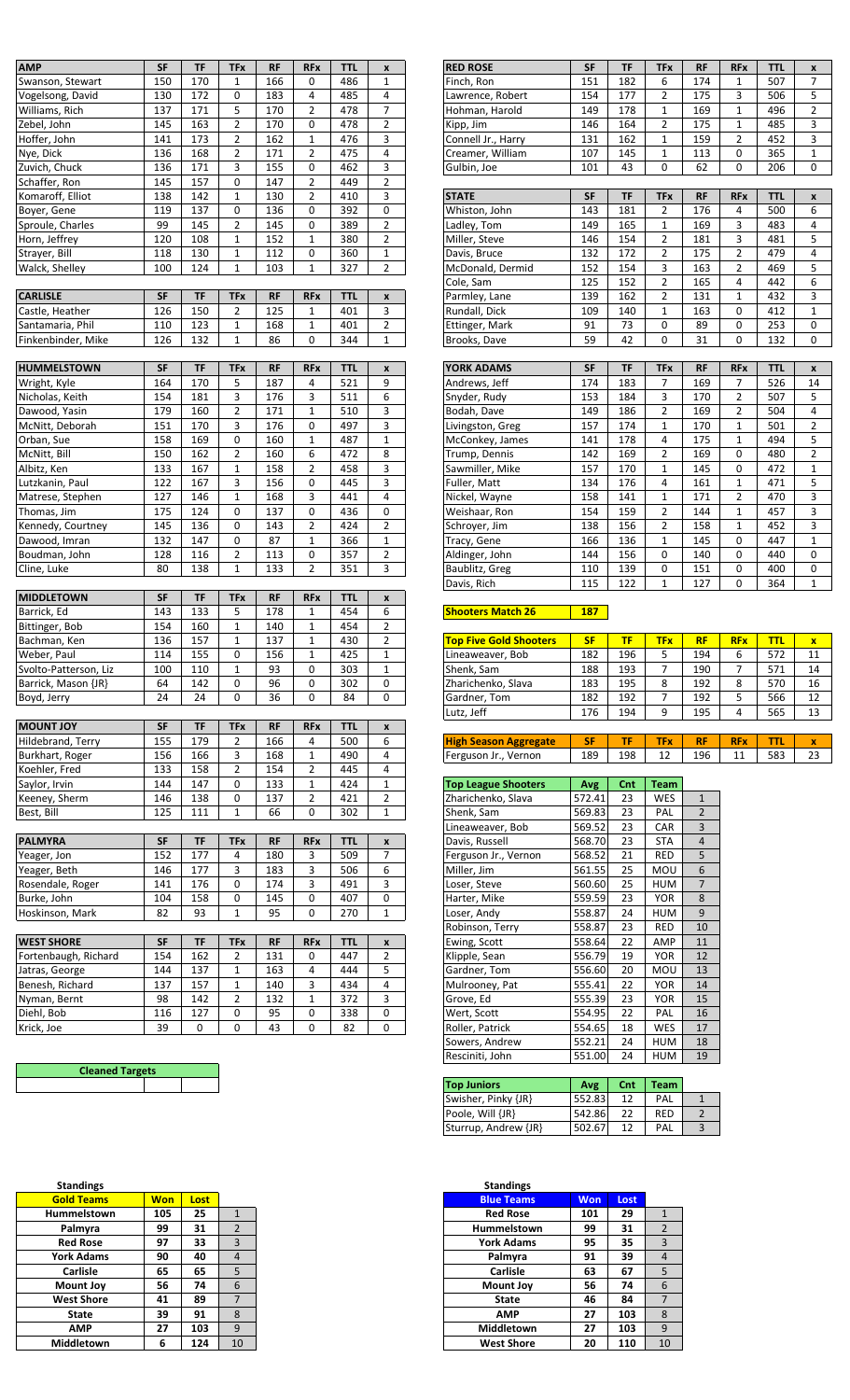| AMP | SF | TF | TFx | RF | RFx | TTL | x |
|---|---|---|---|---|---|---|---|
| Swanson, Stewart | 150 | 170 | 1 | 166 | 0 | 486 | 1 |
| Vogelsong, David | 130 | 172 | 0 | 183 | 4 | 485 | 4 |
| Williams, Rich | 137 | 171 | 5 | 170 | 2 | 478 | 7 |
| Zebel, John | 145 | 163 | 2 | 170 | 0 | 478 | 2 |
| Hoffer, John | 141 | 173 | 2 | 162 | 1 | 476 | 3 |
| Nye, Dick | 136 | 168 | 2 | 171 | 2 | 475 | 4 |
| Zuvich, Chuck | 136 | 171 | 3 | 155 | 0 | 462 | 3 |
| Schaffer, Ron | 145 | 157 | 0 | 147 | 2 | 449 | 2 |
| Komaroff, Elliot | 138 | 142 | 1 | 130 | 2 | 410 | 3 |
| Boyer, Gene | 119 | 137 | 0 | 136 | 0 | 392 | 0 |
| Sproule, Charles | 99 | 145 | 2 | 145 | 0 | 389 | 2 |
| Horn, Jeffrey | 120 | 108 | 1 | 152 | 1 | 380 | 2 |
| Strayer, Bill | 118 | 130 | 1 | 112 | 0 | 360 | 1 |
| Walck, Shelley | 100 | 124 | 1 | 103 | 1 | 327 | 2 |

| CARLISLE | SF | TF | TFx | RF | RFx | TTL | x |
|---|---|---|---|---|---|---|---|
| Castle, Heather | 126 | 150 | 2 | 125 | 1 | 401 | 3 |
| Santamaria, Phil | 110 | 123 | 1 | 168 | 1 | 401 | 2 |
| Finkenbinder, Mike | 126 | 132 | 1 | 86 | 0 | 344 | 1 |

| HUMMELSTOWN | SF | TF | TFx | RF | RFx | TTL | x |
|---|---|---|---|---|---|---|---|
| Wright, Kyle | 164 | 170 | 5 | 187 | 4 | 521 | 9 |
| Nicholas, Keith | 154 | 181 | 3 | 176 | 3 | 511 | 6 |
| Dawood, Yasin | 179 | 160 | 2 | 171 | 1 | 510 | 3 |
| McNitt, Deborah | 151 | 170 | 3 | 176 | 0 | 497 | 3 |
| Orban, Sue | 158 | 169 | 0 | 160 | 1 | 487 | 1 |
| McNitt, Bill | 150 | 162 | 2 | 160 | 6 | 472 | 8 |
| Albitz, Ken | 133 | 167 | 1 | 158 | 2 | 458 | 3 |
| Lutzkanin, Paul | 122 | 167 | 3 | 156 | 0 | 445 | 3 |
| Matrese, Stephen | 127 | 146 | 1 | 168 | 3 | 441 | 4 |
| Thomas, Jim | 175 | 124 | 0 | 137 | 0 | 436 | 0 |
| Kennedy, Courtney | 145 | 136 | 0 | 143 | 2 | 424 | 2 |
| Dawood, Imran | 132 | 147 | 0 | 87 | 1 | 366 | 1 |
| Boudman, John | 128 | 116 | 2 | 113 | 0 | 357 | 2 |
| Cline, Luke | 80 | 138 | 1 | 133 | 2 | 351 | 3 |

| MIDDLETOWN | SF | TF | TFx | RF | RFx | TTL | x |
|---|---|---|---|---|---|---|---|
| Barrick, Ed | 143 | 133 | 5 | 178 | 1 | 454 | 6 |
| Bittinger, Bob | 154 | 160 | 1 | 140 | 1 | 454 | 2 |
| Bachman, Ken | 136 | 157 | 1 | 137 | 1 | 430 | 2 |
| Weber, Paul | 114 | 155 | 0 | 156 | 1 | 425 | 1 |
| Svolto-Patterson, Liz | 100 | 110 | 1 | 93 | 0 | 303 | 1 |
| Barrick, Mason {JR} | 64 | 142 | 0 | 96 | 0 | 302 | 0 |
| Boyd, Jerry | 24 | 24 | 0 | 36 | 0 | 84 | 0 |

| MOUNT JOY | SF | TF | TFx | RF | RFx | TTL | x |
|---|---|---|---|---|---|---|---|
| Hildebrand, Terry | 155 | 179 | 2 | 166 | 4 | 500 | 6 |
| Burkhart, Roger | 156 | 166 | 3 | 168 | 1 | 490 | 4 |
| Koehler, Fred | 133 | 158 | 2 | 154 | 2 | 445 | 4 |
| Saylor, Irvin | 144 | 147 | 0 | 133 | 1 | 424 | 1 |
| Keeney, Sherm | 146 | 138 | 0 | 137 | 2 | 421 | 2 |
| Best, Bill | 125 | 111 | 1 | 66 | 0 | 302 | 1 |

| PALMYRA | SF | TF | TFx | RF | RFx | TTL | x |
|---|---|---|---|---|---|---|---|
| Yeager, Jon | 152 | 177 | 4 | 180 | 3 | 509 | 7 |
| Yeager, Beth | 146 | 177 | 3 | 183 | 3 | 506 | 6 |
| Rosendale, Roger | 141 | 176 | 0 | 174 | 3 | 491 | 3 |
| Burke, John | 104 | 158 | 0 | 145 | 0 | 407 | 0 |
| Hoskinson, Mark | 82 | 93 | 1 | 95 | 0 | 270 | 1 |

| WEST SHORE | SF | TF | TFx | RF | RFx | TTL | x |
|---|---|---|---|---|---|---|---|
| Fortenbaugh, Richard | 154 | 162 | 2 | 131 | 0 | 447 | 2 |
| Jatras, George | 144 | 137 | 1 | 163 | 4 | 444 | 5 |
| Benesh, Richard | 137 | 157 | 1 | 140 | 3 | 434 | 4 |
| Nyman, Bernt | 98 | 142 | 2 | 132 | 1 | 372 | 3 |
| Diehl, Bob | 116 | 127 | 0 | 95 | 0 | 338 | 0 |
| Krick, Joe | 39 | 0 | 0 | 43 | 0 | 82 | 0 |

| Cleaned Targets | | |
|---|---|---|
| | | |

| RED ROSE | SF | TF | TFx | RF | RFx | TTL | x |
|---|---|---|---|---|---|---|---|
| Finch, Ron | 151 | 182 | 6 | 174 | 1 | 507 | 7 |
| Lawrence, Robert | 154 | 177 | 2 | 175 | 3 | 506 | 5 |
| Hohman, Harold | 149 | 178 | 1 | 169 | 1 | 496 | 2 |
| Kipp, Jim | 146 | 164 | 2 | 175 | 1 | 485 | 3 |
| Connell Jr., Harry | 131 | 162 | 1 | 159 | 2 | 452 | 3 |
| Creamer, William | 107 | 145 | 1 | 113 | 0 | 365 | 1 |
| Gulbin, Joe | 101 | 43 | 0 | 62 | 0 | 206 | 0 |

| STATE | SF | TF | TFx | RF | RFx | TTL | x |
|---|---|---|---|---|---|---|---|
| Whiston, John | 143 | 181 | 2 | 176 | 4 | 500 | 6 |
| Ladley, Tom | 149 | 165 | 1 | 169 | 3 | 483 | 4 |
| Miller, Steve | 146 | 154 | 2 | 181 | 3 | 481 | 5 |
| Davis, Bruce | 132 | 172 | 2 | 175 | 2 | 479 | 4 |
| McDonald, Dermid | 152 | 154 | 3 | 163 | 2 | 469 | 5 |
| Cole, Sam | 125 | 152 | 2 | 165 | 4 | 442 | 6 |
| Parmley, Lane | 139 | 162 | 2 | 131 | 1 | 432 | 3 |
| Rundall, Dick | 109 | 140 | 1 | 163 | 0 | 412 | 1 |
| Ettinger, Mark | 91 | 73 | 0 | 89 | 0 | 253 | 0 |
| Brooks, Dave | 59 | 42 | 0 | 31 | 0 | 132 | 0 |

| YORK ADAMS | SF | TF | TFx | RF | RFx | TTL | x |
|---|---|---|---|---|---|---|---|
| Andrews, Jeff | 174 | 183 | 7 | 169 | 7 | 526 | 14 |
| Snyder, Rudy | 153 | 184 | 3 | 170 | 2 | 507 | 5 |
| Bodah, Dave | 149 | 186 | 2 | 169 | 2 | 504 | 4 |
| Livingston, Greg | 157 | 174 | 1 | 170 | 1 | 501 | 2 |
| McConkey, James | 141 | 178 | 4 | 175 | 1 | 494 | 5 |
| Trump, Dennis | 142 | 169 | 2 | 169 | 0 | 480 | 2 |
| Sawmiller, Mike | 157 | 170 | 1 | 145 | 0 | 472 | 1 |
| Fuller, Matt | 134 | 176 | 4 | 161 | 1 | 471 | 5 |
| Nickel, Wayne | 158 | 141 | 1 | 171 | 2 | 470 | 3 |
| Weishaar, Ron | 154 | 159 | 2 | 144 | 1 | 457 | 3 |
| Schroyer, Jim | 138 | 156 | 2 | 158 | 1 | 452 | 3 |
| Tracy, Gene | 166 | 136 | 1 | 145 | 0 | 447 | 1 |
| Aldinger, John | 144 | 156 | 0 | 140 | 0 | 440 | 0 |
| Baublitz, Greg | 110 | 139 | 0 | 151 | 0 | 400 | 0 |
| Davis, Rich | 115 | 122 | 1 | 127 | 0 | 364 | 1 |

**Shooters Match 26** 187

| Top Five Gold Shooters | SF | TF | TFx | RF | RFx | TTL | x |
|---|---|---|---|---|---|---|---|
| Lineaweaver, Bob | 182 | 196 | 5 | 194 | 6 | 572 | 11 |
| Shenk, Sam | 188 | 193 | 7 | 190 | 7 | 571 | 14 |
| Zharichenko, Slava | 183 | 195 | 8 | 192 | 8 | 570 | 16 |
| Gardner, Tom | 182 | 192 | 7 | 192 | 5 | 566 | 12 |
| Lutz, Jeff | 176 | 194 | 9 | 195 | 4 | 565 | 13 |

| High Season Aggregate | SF | TF | TFx | RF | RFx | TTL | x |
|---|---|---|---|---|---|---|---|
| Ferguson Jr., Vernon | 189 | 198 | 12 | 196 | 11 | 583 | 23 |

| Top League Shooters | Avg | Cnt | Team | |
|---|---|---|---|---|
| Zharichenko, Slava | 572.41 | 23 | WES | 1 |
| Shenk, Sam | 569.83 | 23 | PAL | 2 |
| Lineaweaver, Bob | 569.52 | 23 | CAR | 3 |
| Davis, Russell | 568.70 | 23 | STA | 4 |
| Ferguson Jr., Vernon | 568.52 | 21 | RED | 5 |
| Miller, Jim | 561.55 | 25 | MOU | 6 |
| Loser, Steve | 560.60 | 25 | HUM | 7 |
| Harter, Mike | 559.59 | 23 | YOR | 8 |
| Loser, Andy | 558.87 | 24 | HUM | 9 |
| Robinson, Terry | 558.87 | 23 | RED | 10 |
| Ewing, Scott | 558.64 | 22 | AMP | 11 |
| Klipple, Sean | 556.79 | 19 | YOR | 12 |
| Gardner, Tom | 556.60 | 20 | MOU | 13 |
| Mulrooney, Pat | 555.41 | 22 | YOR | 14 |
| Grove, Ed | 555.39 | 23 | YOR | 15 |
| Wert, Scott | 554.95 | 22 | PAL | 16 |
| Roller, Patrick | 554.65 | 18 | WES | 17 |
| Sowers, Andrew | 552.21 | 24 | HUM | 18 |
| Resciniti, John | 551.00 | 24 | HUM | 19 |

| Top Juniors | Avg | Cnt | Team | |
|---|---|---|---|---|
| Swisher, Pinky {JR} | 552.83 | 12 | PAL | 1 |
| Poole, Will {JR} | 542.86 | 22 | RED | 2 |
| Sturrup, Andrew {JR} | 502.67 | 12 | PAL | 3 |

**Standings**

| Gold Teams | Won | Lost | |
|---|---|---|---|
| Hummelstown | 105 | 25 | 1 |
| Palmyra | 99 | 31 | 2 |
| Red Rose | 97 | 33 | 3 |
| York Adams | 90 | 40 | 4 |
| Carlisle | 65 | 65 | 5 |
| Mount Joy | 56 | 74 | 6 |
| West Shore | 41 | 89 | 7 |
| State | 39 | 91 | 8 |
| AMP | 27 | 103 | 9 |
| Middletown | 6 | 124 | 10 |

**Standings**

| Blue Teams | Won | Lost | |
|---|---|---|---|
| Red Rose | 101 | 29 | 1 |
| Hummelstown | 99 | 31 | 2 |
| York Adams | 95 | 35 | 3 |
| Palmyra | 91 | 39 | 4 |
| Carlisle | 63 | 67 | 5 |
| Mount Joy | 56 | 74 | 6 |
| State | 46 | 84 | 7 |
| AMP | 27 | 103 | 8 |
| Middletown | 27 | 103 | 9 |
| West Shore | 20 | 110 | 10 |